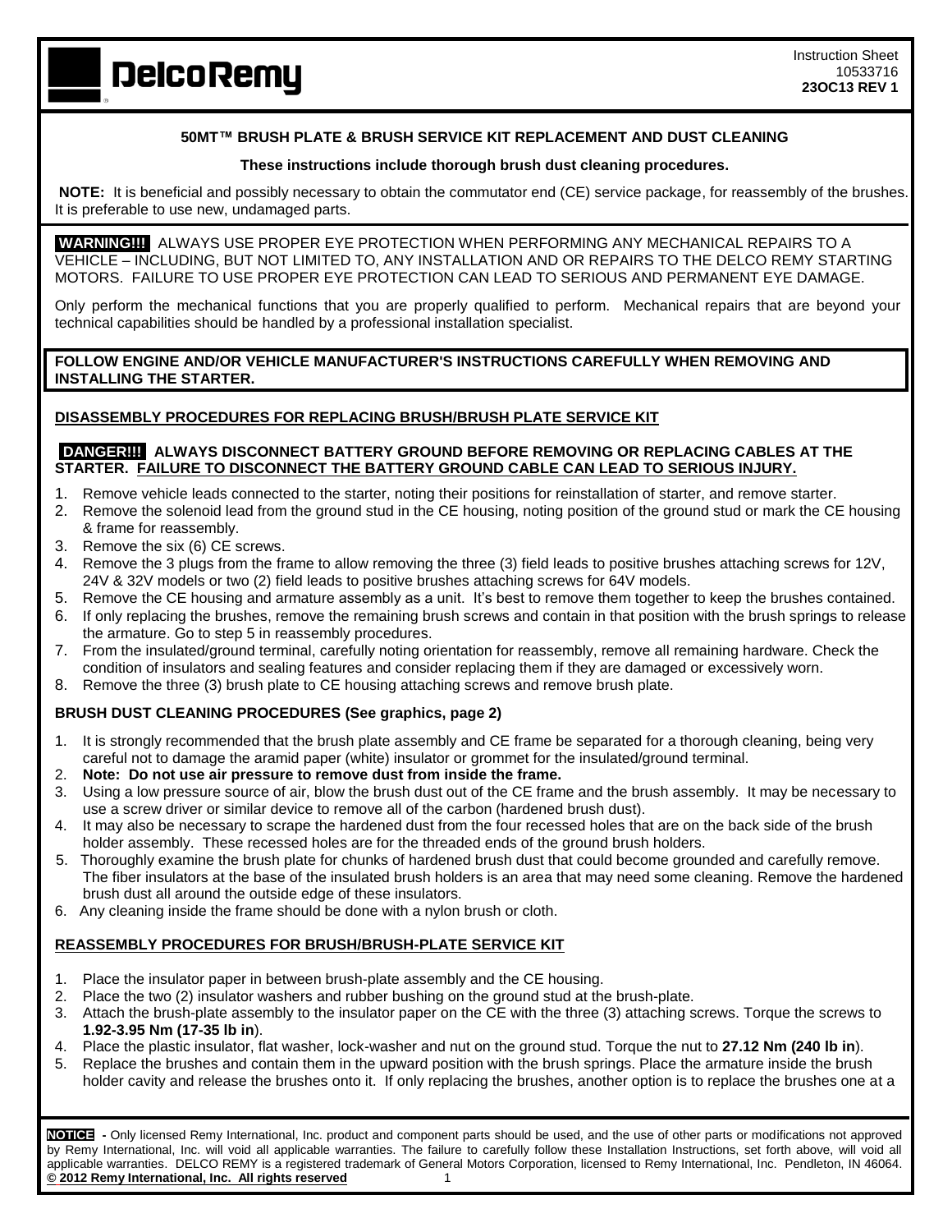DelcoRemy

Instruction Sheet
10533716
**23OC13 REV 1**

## 50MT™ BRUSH PLATE & BRUSH SERVICE KIT REPLACEMENT AND DUST CLEANING

**These instructions include thorough brush dust cleaning procedures.**

**NOTE:** It is beneficial and possibly necessary to obtain the commutator end (CE) service package, for reassembly of the brushes. It is preferable to use new, undamaged parts.

**WARNING!!!** ALWAYS USE PROPER EYE PROTECTION WHEN PERFORMING ANY MECHANICAL REPAIRS TO A VEHICLE – INCLUDING, BUT NOT LIMITED TO, ANY INSTALLATION AND OR REPAIRS TO THE DELCO REMY STARTING MOTORS. FAILURE TO USE PROPER EYE PROTECTION CAN LEAD TO SERIOUS AND PERMANENT EYE DAMAGE.

Only perform the mechanical functions that you are properly qualified to perform. Mechanical repairs that are beyond your technical capabilities should be handled by a professional installation specialist.

**FOLLOW ENGINE AND/OR VEHICLE MANUFACTURER'S INSTRUCTIONS CAREFULLY WHEN REMOVING AND INSTALLING THE STARTER.**

### DISASSEMBLY PROCEDURES FOR REPLACING BRUSH/BRUSH PLATE SERVICE KIT

**DANGER!!! ALWAYS DISCONNECT BATTERY GROUND BEFORE REMOVING OR REPLACING CABLES AT THE STARTER. FAILURE TO DISCONNECT THE BATTERY GROUND CABLE CAN LEAD TO SERIOUS INJURY.**

1. Remove vehicle leads connected to the starter, noting their positions for reinstallation of starter, and remove starter.
2. Remove the solenoid lead from the ground stud in the CE housing, noting position of the ground stud or mark the CE housing & frame for reassembly.
3. Remove the six (6) CE screws.
4. Remove the 3 plugs from the frame to allow removing the three (3) field leads to positive brushes attaching screws for 12V, 24V & 32V models or two (2) field leads to positive brushes attaching screws for 64V models.
5. Remove the CE housing and armature assembly as a unit. It's best to remove them together to keep the brushes contained.
6. If only replacing the brushes, remove the remaining brush screws and contain in that position with the brush springs to release the armature. Go to step 5 in reassembly procedures.
7. From the insulated/ground terminal, carefully noting orientation for reassembly, remove all remaining hardware. Check the condition of insulators and sealing features and consider replacing them if they are damaged or excessively worn.
8. Remove the three (3) brush plate to CE housing attaching screws and remove brush plate.

### BRUSH DUST CLEANING PROCEDURES (See graphics, page 2)

1. It is strongly recommended that the brush plate assembly and CE frame be separated for a thorough cleaning, being very careful not to damage the aramid paper (white) insulator or grommet for the insulated/ground terminal.
2. **Note: Do not use air pressure to remove dust from inside the frame.**
3. Using a low pressure source of air, blow the brush dust out of the CE frame and the brush assembly. It may be necessary to use a screw driver or similar device to remove all of the carbon (hardened brush dust).
4. It may also be necessary to scrape the hardened dust from the four recessed holes that are on the back side of the brush holder assembly. These recessed holes are for the threaded ends of the ground brush holders.
5. Thoroughly examine the brush plate for chunks of hardened brush dust that could become grounded and carefully remove. The fiber insulators at the base of the insulated brush holders is an area that may need some cleaning. Remove the hardened brush dust all around the outside edge of these insulators.
6. Any cleaning inside the frame should be done with a nylon brush or cloth.

### REASSEMBLY PROCEDURES FOR BRUSH/BRUSH-PLATE SERVICE KIT

1. Place the insulator paper in between brush-plate assembly and the CE housing.
2. Place the two (2) insulator washers and rubber bushing on the ground stud at the brush-plate.
3. Attach the brush-plate assembly to the insulator paper on the CE with the three (3) attaching screws. Torque the screws to **1.92-3.95 Nm (17-35 lb in**).
4. Place the plastic insulator, flat washer, lock-washer and nut on the ground stud. Torque the nut to **27.12 Nm (240 lb in**).
5. Replace the brushes and contain them in the upward position with the brush springs. Place the armature inside the brush holder cavity and release the brushes onto it. If only replacing the brushes, another option is to replace the brushes one at a

**NOTICE** - Only licensed Remy International, Inc. product and component parts should be used, and the use of other parts or modifications not approved by Remy International, Inc. will void all applicable warranties. The failure to carefully follow these Installation Instructions, set forth above, will void all applicable warranties. DELCO REMY is a registered trademark of General Motors Corporation, licensed to Remy International, Inc. Pendleton, IN 46064.
**© 2012 Remy International, Inc. All rights reserved**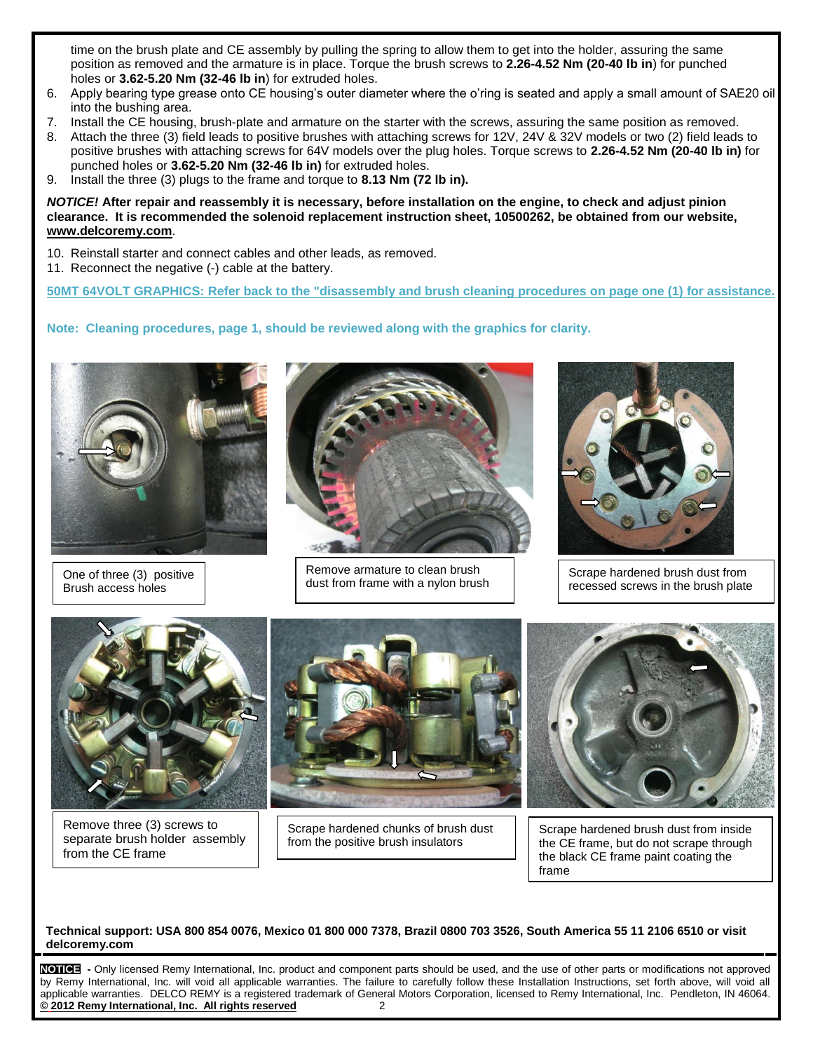time on the brush plate and CE assembly by pulling the spring to allow them to get into the holder, assuring the same position as removed and the armature is in place. Torque the brush screws to **2.26-4.52 Nm (20-40 lb in**) for punched holes or **3.62-5.20 Nm (32-46 lb in**) for extruded holes.

6. Apply bearing type grease onto CE housing's outer diameter where the o'ring is seated and apply a small amount of SAE20 oil into the bushing area.
7. Install the CE housing, brush-plate and armature on the starter with the screws, assuring the same position as removed.
8. Attach the three (3) field leads to positive brushes with attaching screws for 12V, 24V & 32V models or two (2) field leads to positive brushes with attaching screws for 64V models over the plug holes. Torque screws to **2.26-4.52 Nm (20-40 lb in)** for punched holes or **3.62-5.20 Nm (32-46 lb in)** for extruded holes.
9. Install the three (3) plugs to the frame and torque to **8.13 Nm (72 lb in).**

***NOTICE!*** **After repair and reassembly it is necessary, before installation on the engine, to check and adjust pinion clearance. It is recommended the solenoid replacement instruction sheet, 10500262, be obtained from our website, www.delcoremy.com**.

10. Reinstall starter and connect cables and other leads, as removed.
11. Reconnect the negative (-) cable at the battery.

**50MT 64VOLT GRAPHICS: Refer back to the "disassembly and brush cleaning procedures on page one (1) for assistance.**

**Note: Cleaning procedures, page 1, should be reviewed along with the graphics for clarity.**

One of three (3) positive Brush access holes

Remove armature to clean brush dust from frame with a nylon brush

Scrape hardened brush dust from recessed screws in the brush plate

Remove three (3) screws to separate brush holder assembly from the CE frame

Scrape hardened chunks of brush dust from the positive brush insulators

Scrape hardened brush dust from inside the CE frame, but do not scrape through the black CE frame paint coating the frame

**Technical support: USA 800 854 0076, Mexico 01 800 000 7378, Brazil 0800 703 3526, South America 55 11 2106 6510 or visit delcoremy.com**

**NOTICE -** Only licensed Remy International, Inc. product and component parts should be used, and the use of other parts or modifications not approved by Remy International, Inc. will void all applicable warranties. The failure to carefully follow these Installation Instructions, set forth above, will void all applicable warranties. DELCO REMY is a registered trademark of General Motors Corporation, licensed to Remy International, Inc. Pendleton, IN 46064. **© 2012 Remy International, Inc. All rights reserved**